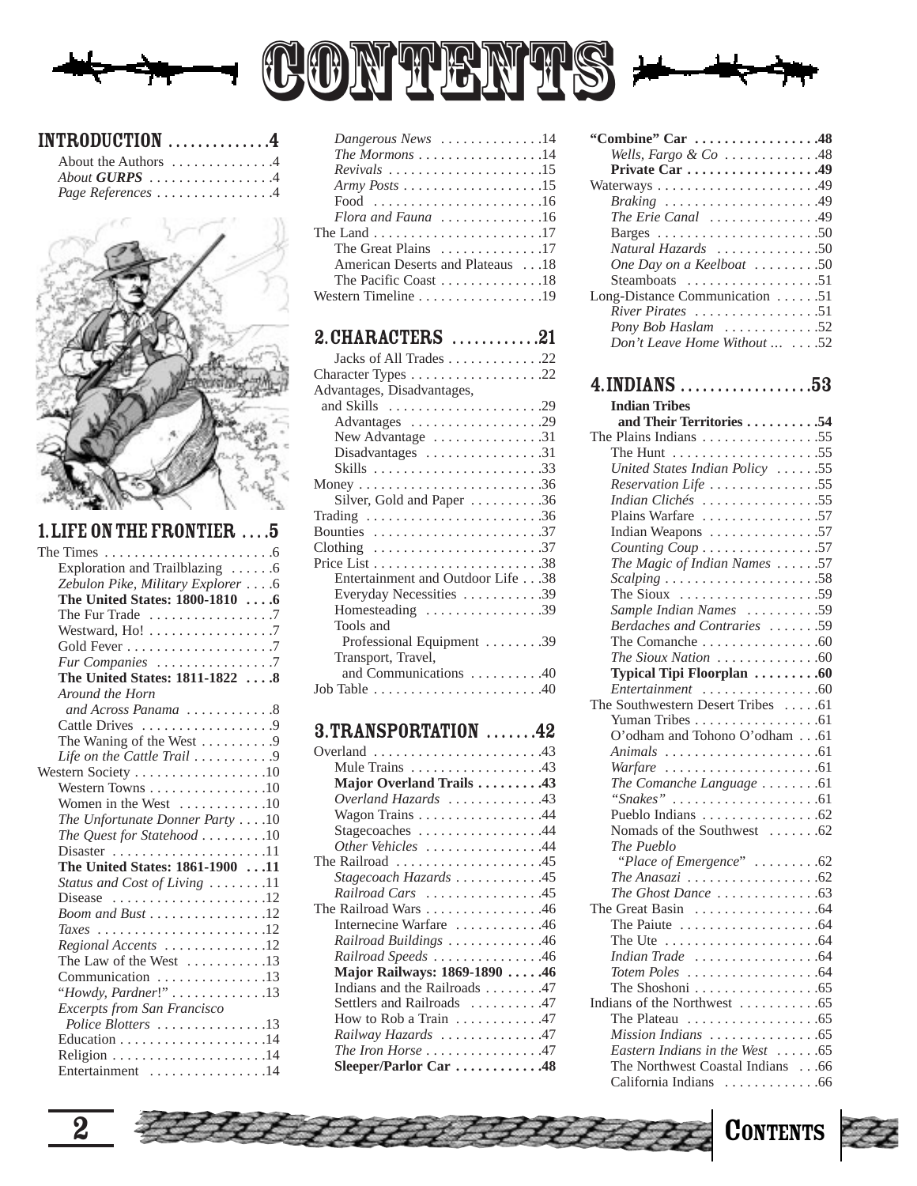# CONTENTS

## INTRODUCTION .............4

About the Authors .............4
*About **GURPS*** .................4
*Page References* ................4

## 1. LIFE ON THE FRONTIER ....5

The Times .......................6
Exploration and Trailblazing ......6
*Zebulon Pike, Military Explorer* ....6
**The United States: 1800-1810 ....6**
The Fur Trade .................7
Westward, Ho! .................7
Gold Fever ....................7
*Fur Companies* ................7
**The United States: 1811-1822 ....8**
*Around the Horn and Across Panama* ...........8
Cattle Drives ..................9
The Waning of the West ..........9
*Life on the Cattle Trail* ..........9
Western Society ..................10
Western Towns ................10
Women in the West ............10
*The Unfortunate Donner Party* ....10
*The Quest for Statehood* .........10
Disaster .....................11
**The United States: 1861-1900 ...11**
*Status and Cost of Living* ........11
Disease .....................12
*Boom and Bust* ................12
*Taxes* .......................12
*Regional Accents* ..............12
The Law of the West ...........13
Communication ...............13
"*Howdy, Pardner*!" .............13
*Excerpts from San Francisco Police Blotters* ..............13
Education ....................14
Religion .....................14
Entertainment ................14
*Dangerous News* .............14
*The Mormons* .................14
*Revivals* .....................15
*Army Posts* ...................15
Food .......................16
*Flora and Fauna* .............16
The Land .......................17
The Great Plains .............17
American Deserts and Plateaus ...18
The Pacific Coast .............18
Western Timeline .................19

## 2. CHARACTERS ...........21

Jacks of All Trades ............22
Character Types ..................22
Advantages, Disadvantages, and Skills .....................29
Advantages ..................29
New Advantage ...............31
Disadvantages ................31
Skills .......................33
Money .........................36
Silver, Gold and Paper .........36
Trading ........................36
Bounties .......................37
Clothing .......................37
Price List .......................38
Entertainment and Outdoor Life ...38
Everyday Necessities ...........39
Homesteading ................39
Tools and Professional Equipment ........39
Transport, Travel, and Communications ..........40
Job Table .......................40

## 3. TRANSPORTATION .......42

Overland .......................43
Mule Trains ..................43
**Major Overland Trails .........43**
*Overland Hazards* .............43
Wagon Trains .................44
Stagecoaches .................44
*Other Vehicles* ................44
The Railroad ....................45
*Stagecoach Hazards* ............45
*Railroad Cars* ................45
The Railroad Wars ................46
Internecine Warfare ............46
*Railroad Buildings* .............46
*Railroad Speeds* ...............46
**Major Railways: 1869-1890 .....46**
Indians and the Railroads ........47
Settlers and Railroads ..........47
How to Rob a Train ............47
*Railway Hazards* ..............47
*The Iron Horse* ................47
**Sleeper/Parlor Car ............48**
**"Combine" Car .................48**
*Wells, Fargo & Co* .............48
**Private Car ..................49**
Waterways ......................49
*Braking* .....................49
*The Erie Canal* ...............49
Barges ......................50
*Natural Hazards* ..............50
*One Day on a Keelboat* .........50
Steamboats ..................51
Long-Distance Communication ......51
*River Pirates* .................51
*Pony Bob Haslam* .............52
*Don't Leave Home Without ...* ....52

## 4. INDIANS .................53

**Indian Tribes and Their Territories ..........54**
The Plains Indians ................55
The Hunt ....................55
*United States Indian Policy* ......55
*Reservation Life* ...............55
*Indian Clichés* ................55
Plains Warfare ................57
Indian Weapons ...............57
*Counting Coup* ................57
*The Magic of Indian Names* ......57
*Scalping* .....................58
The Sioux ...................59
*Sample Indian Names* ..........59
*Berdaches and Contraries* .......59
The Comanche ................60
*The Sioux Nation* .............60
**Typical Tipi Floorplan .........60**
*Entertainment* ................60
The Southwestern Desert Tribes .....61
Yuman Tribes .................61
O'odham and Tohono O'odham ...61
*Animals* .....................61
*Warfare* .....................61
*The Comanche Language* ........61
*"Snakes"* ....................61
Pueblo Indians ................62
Nomads of the Southwest .......62
*The Pueblo "Place of Emergence"* .........62
*The Anasazi* ..................62
*The Ghost Dance* ..............63
The Great Basin .................64
The Paiute ...................64
The Ute .....................64
*Indian Trade* .................64
*Totem Poles* ..................64
The Shoshoni .................65
Indians of the Northwest ...........65
The Plateau ..................65
*Mission Indians* ...............65
*Eastern Indians in the West* ......65
The Northwest Coastal Indians ...66
California Indians .............66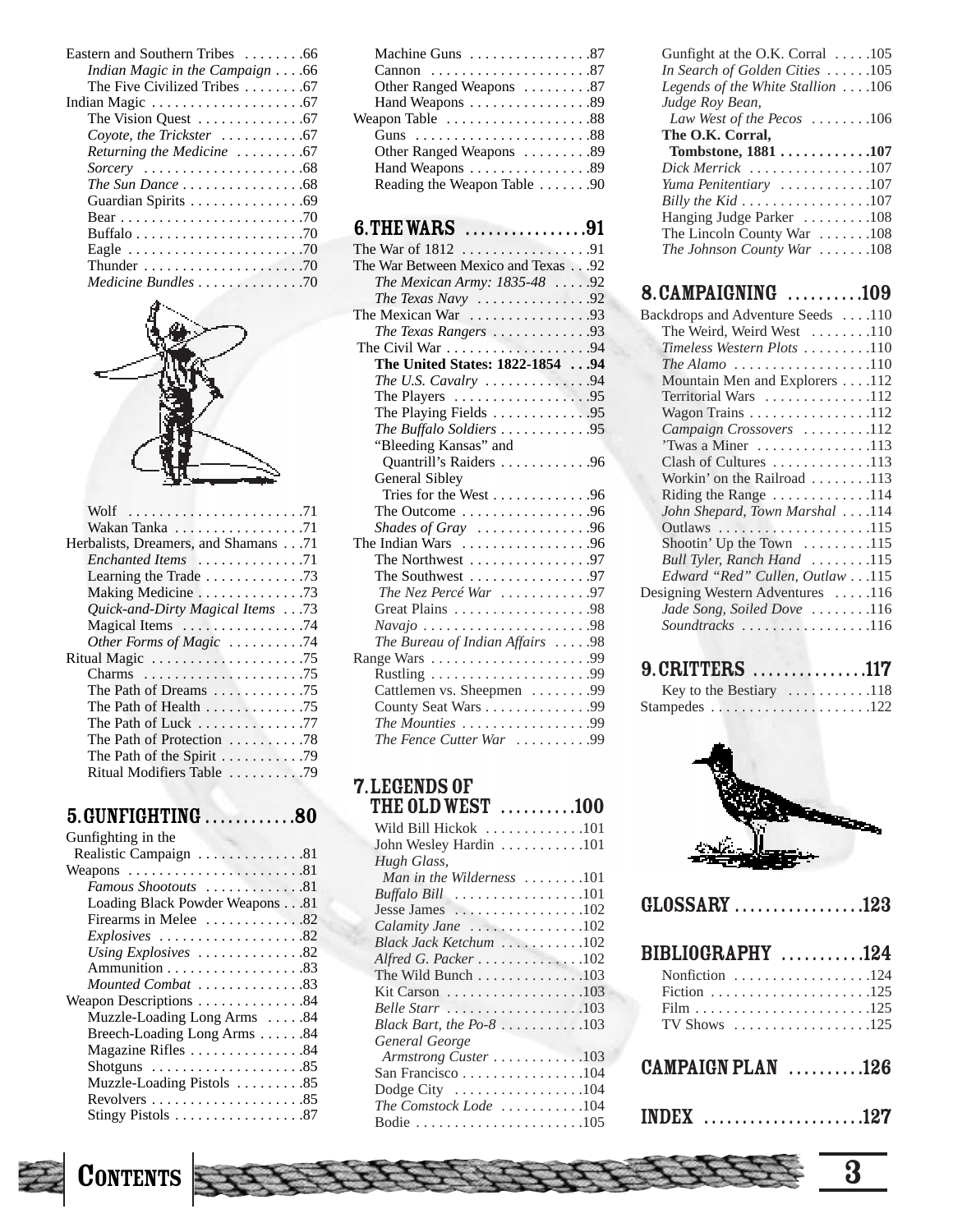Eastern and Southern Tribes . . . . . . . .66
*Indian Magic in the Campaign* . . . .66
The Five Civilized Tribes . . . . . . . .67
Indian Magic . . . . . . . . . . . . . . . . . . . .67
The Vision Quest . . . . . . . . . . . . .67
*Coyote, the Trickster* . . . . . . . . . .67
*Returning the Medicine* . . . . . . . . .67
*Sorcery* . . . . . . . . . . . . . . . . . . . . .68
*The Sun Dance* . . . . . . . . . . . . . . .68
Guardian Spirits . . . . . . . . . . . . . .69
Bear . . . . . . . . . . . . . . . . . . . . . . . .70
Buffalo . . . . . . . . . . . . . . . . . . . . . .70
Eagle . . . . . . . . . . . . . . . . . . . . . . .70
Thunder . . . . . . . . . . . . . . . . . . . . .70
*Medicine Bundles* . . . . . . . . . . . . .70
Wolf . . . . . . . . . . . . . . . . . . . . . . .71
Wakan Tanka . . . . . . . . . . . . . . . . .71
Herbalists, Dreamers, and Shamans . . .71
*Enchanted Items* . . . . . . . . . . . . .71
Learning the Trade . . . . . . . . . . . .73
Making Medicine . . . . . . . . . . . . .73
*Quick-and-Dirty Magical Items* . . .73
Magical Items . . . . . . . . . . . . . . . .74
*Other Forms of Magic* . . . . . . . . . .74
Ritual Magic . . . . . . . . . . . . . . . . . . . .75
Charms . . . . . . . . . . . . . . . . . . . . .75
The Path of Dreams . . . . . . . . . . .75
The Path of Health . . . . . . . . . . . .75
The Path of Luck . . . . . . . . . . . . .77
The Path of Protection . . . . . . . . .78
The Path of the Spirit . . . . . . . . . .79
Ritual Modifiers Table . . . . . . . . .79

## 5. GUNFIGHTING . . . . . . . . . . .80

Gunfighting in the Realistic Campaign . . . . . . . . . . . . .81
Weapons . . . . . . . . . . . . . . . . . . . . . . .81
*Famous Shootouts* . . . . . . . . . . . .81
Loading Black Powder Weapons . . .81
Firearms in Melee . . . . . . . . . . . .82
*Explosives* . . . . . . . . . . . . . . . . . .82
*Using Explosives* . . . . . . . . . . . . .82
Ammunition . . . . . . . . . . . . . . . . .83
*Mounted Combat* . . . . . . . . . . . . .83
Weapon Descriptions . . . . . . . . . . . . .84
Muzzle-Loading Long Arms . . . . .84
Breech-Loading Long Arms . . . . . .84
Magazine Rifles . . . . . . . . . . . . . .84
Shotguns . . . . . . . . . . . . . . . . . . . .85
Muzzle-Loading Pistols . . . . . . . . .85
Revolvers . . . . . . . . . . . . . . . . . . . .85
Stingy Pistols . . . . . . . . . . . . . . . .87
Machine Guns . . . . . . . . . . . . . . .87
Cannon . . . . . . . . . . . . . . . . . . . . .87
Other Ranged Weapons . . . . . . . .87
Hand Weapons . . . . . . . . . . . . . . .89
Weapon Table . . . . . . . . . . . . . . . . . .88
Guns . . . . . . . . . . . . . . . . . . . . . . .88
Other Ranged Weapons . . . . . . . .89
Hand Weapons . . . . . . . . . . . . . . .89
Reading the Weapon Table . . . . . .90

## 6. THE WARS . . . . . . . . . . . . . . .91

The War of 1812 . . . . . . . . . . . . . . . .91
The War Between Mexico and Texas . . .92
*The Mexican Army: 1835-48* . . . . .92
*The Texas Navy* . . . . . . . . . . . . . .92
The Mexican War . . . . . . . . . . . . . . .93
*The Texas Rangers* . . . . . . . . . . . .93
The Civil War . . . . . . . . . . . . . . . . . .94
**The United States: 1822-1854 . . .94**
*The U.S. Cavalry* . . . . . . . . . . . . .94
The Players . . . . . . . . . . . . . . . . . .95
The Playing Fields . . . . . . . . . . . .95
*The Buffalo Soldiers* . . . . . . . . . . .95
"Bleeding Kansas" and Quantrill's Raiders . . . . . . . . . . .96
General Sibley Tries for the West . . . . . . . . . . . .96
The Outcome . . . . . . . . . . . . . . . .96
*Shades of Gray* . . . . . . . . . . . . . .96
The Indian Wars . . . . . . . . . . . . . . . .96
The Northwest . . . . . . . . . . . . . . .97
The Southwest . . . . . . . . . . . . . . .97
*The Nez Percé War* . . . . . . . . . . .97
Great Plains . . . . . . . . . . . . . . . . .98
*Navajo* . . . . . . . . . . . . . . . . . . . . .98
*The Bureau of Indian Affairs* . . . . .98
Range Wars . . . . . . . . . . . . . . . . . . . .99
Rustling . . . . . . . . . . . . . . . . . . . .99
Cattlemen vs. Sheepmen . . . . . . . .99
County Seat Wars . . . . . . . . . . . . .99
*The Mounties* . . . . . . . . . . . . . . . .99
*The Fence Cutter War* . . . . . . . . .99

## 7. LEGENDS OF THE OLD WEST . . . . . . . . .100

Wild Bill Hickok . . . . . . . . . . . . .101
John Wesley Hardin . . . . . . . . . . .101
*Hugh Glass, Man in the Wilderness* . . . . . . . .101
*Buffalo Bill* . . . . . . . . . . . . . . . . .101
Jesse James . . . . . . . . . . . . . . . . .102
*Calamity Jane* . . . . . . . . . . . . . .102
*Black Jack Ketchum* . . . . . . . . . . .102
*Alfred G. Packer* . . . . . . . . . . . . .102
The Wild Bunch . . . . . . . . . . . . . .103
Kit Carson . . . . . . . . . . . . . . . . . .103
*Belle Starr* . . . . . . . . . . . . . . . . . .103
*Black Bart, the Po-8* . . . . . . . . . . .103
*General George Armstrong Custer* . . . . . . . . . . .103
San Francisco . . . . . . . . . . . . . . . .104
Dodge City . . . . . . . . . . . . . . . . .104
*The Comstock Lode* . . . . . . . . . . .104
Bodie . . . . . . . . . . . . . . . . . . . . . .105
Gunfight at the O.K. Corral . . . . .105
*In Search of Golden Cities* . . . . . .105
*Legends of the White Stallion* . . . .106
*Judge Roy Bean, Law West of the Pecos* . . . . . . . .106
**The O.K. Corral, Tombstone, 1881 . . . . . . . . . . . .107**
*Dick Merrick* . . . . . . . . . . . . . . . .107
*Yuma Penitentiary* . . . . . . . . . . . .107
*Billy the Kid* . . . . . . . . . . . . . . . . .107
Hanging Judge Parker . . . . . . . . .108
The Lincoln County War . . . . . . .108
*The Johnson County War* . . . . . . .108

## 8. CAMPAIGNING . . . . . . . . .109

Backdrops and Adventure Seeds . . . .110
The Weird, Weird West . . . . . . . .110
*Timeless Western Plots* . . . . . . . . .110
*The Alamo* . . . . . . . . . . . . . . . . . .110
Mountain Men and Explorers . . . .112
Territorial Wars . . . . . . . . . . . . .112
Wagon Trains . . . . . . . . . . . . . . . .112
*Campaign Crossovers* . . . . . . . . .112
'Twas a Miner . . . . . . . . . . . . . . .113
Clash of Cultures . . . . . . . . . . . . .113
Workin' on the Railroad . . . . . . . .113
Riding the Range . . . . . . . . . . . . .114
*John Shepard, Town Marshal* . . . .114
Outlaws . . . . . . . . . . . . . . . . . . . .115
Shootin' Up the Town . . . . . . . . .115
*Bull Tyler, Ranch Hand* . . . . . . . .115
*Edward "Red" Cullen, Outlaw* . . .115
Designing Western Adventures . . . . .116
*Jade Song, Soiled Dove* . . . . . . . .116
*Soundtracks* . . . . . . . . . . . . . . . . .116

## 9. CRITTERS . . . . . . . . . . . . . .117

Key to the Bestiary . . . . . . . . . . .118
Stampedes . . . . . . . . . . . . . . . . . . . . .122

## GLOSSARY . . . . . . . . . . . . . . . . .123

## BIBLIOGRAPHY . . . . . . . . . .124

Nonfiction . . . . . . . . . . . . . . . . . .124
Fiction . . . . . . . . . . . . . . . . . . . . .125
Film . . . . . . . . . . . . . . . . . . . . . . .125
TV Shows . . . . . . . . . . . . . . . . . .125

## CAMPAIGN PLAN . . . . . . . . .126

## INDEX . . . . . . . . . . . . . . . . . . . .127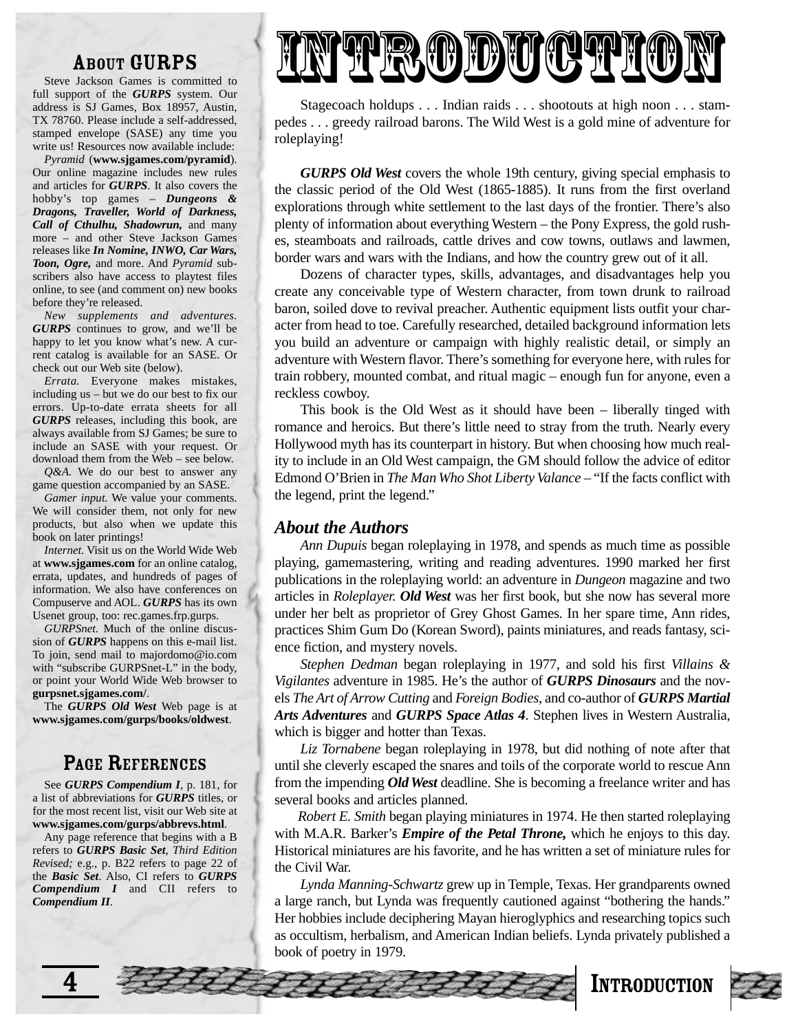# INTRODUCTION

Stagecoach holdups . . . Indian raids . . . shootouts at high noon . . . stampedes . . . greedy railroad barons. The Wild West is a gold mine of adventure for roleplaying!

***GURPS Old West*** covers the whole 19th century, giving special emphasis to the classic period of the Old West (1865-1885). It runs from the first overland explorations through white settlement to the last days of the frontier. There's also plenty of information about everything Western – the Pony Express, the gold rushes, steamboats and railroads, cattle drives and cow towns, outlaws and lawmen, border wars and wars with the Indians, and how the country grew out of it all.

Dozens of character types, skills, advantages, and disadvantages help you create any conceivable type of Western character, from town drunk to railroad baron, soiled dove to revival preacher. Authentic equipment lists outfit your character from head to toe. Carefully researched, detailed background information lets you build an adventure or campaign with highly realistic detail, or simply an adventure with Western flavor. There's something for everyone here, with rules for train robbery, mounted combat, and ritual magic – enough fun for anyone, even a reckless cowboy.

This book is the Old West as it should have been – liberally tinged with romance and heroics. But there's little need to stray from the truth. Nearly every Hollywood myth has its counterpart in history. But when choosing how much reality to include in an Old West campaign, the GM should follow the advice of editor Edmond O'Brien in *The Man Who Shot Liberty Valance* – "If the facts conflict with the legend, print the legend."

## *About the Authors*

*Ann Dupuis* began roleplaying in 1978, and spends as much time as possible playing, gamemastering, writing and reading adventures. 1990 marked her first publications in the roleplaying world: an adventure in *Dungeon* magazine and two articles in *Roleplayer. **Old West*** was her first book, but she now has several more under her belt as proprietor of Grey Ghost Games. In her spare time, Ann rides, practices Shim Gum Do (Korean Sword), paints miniatures, and reads fantasy, science fiction, and mystery novels.

*Stephen Dedman* began roleplaying in 1977, and sold his first *Villains & Vigilantes* adventure in 1985. He's the author of ***GURPS Dinosaurs*** and the novels *The Art of Arrow Cutting* and *Foreign Bodies*, and co-author of ***GURPS Martial Arts Adventures*** and ***GURPS Space Atlas 4***. Stephen lives in Western Australia, which is bigger and hotter than Texas.

*Liz Tornabene* began roleplaying in 1978, but did nothing of note after that until she cleverly escaped the snares and toils of the corporate world to rescue Ann from the impending ***Old West*** deadline. She is becoming a freelance writer and has several books and articles planned.

*Robert E. Smith* began playing miniatures in 1974. He then started roleplaying with M.A.R. Barker's ***Empire of the Petal Throne,*** which he enjoys to this day. Historical miniatures are his favorite, and he has written a set of miniature rules for the Civil War.

*Lynda Manning-Schwartz* grew up in Temple, Texas. Her grandparents owned a large ranch, but Lynda was frequently cautioned against "bothering the hands." Her hobbies include deciphering Mayan hieroglyphics and researching topics such as occultism, herbalism, and American Indian beliefs. Lynda privately published a book of poetry in 1979.

## About GURPS

Steve Jackson Games is committed to full support of the ***GURPS*** system. Our address is SJ Games, Box 18957, Austin, TX 78760. Please include a self-addressed, stamped envelope (SASE) any time you write us! Resources now available include:

*Pyramid* (**www.sjgames.com/pyramid**). Our online magazine includes new rules and articles for ***GURPS***. It also covers the hobby's top games – ***Dungeons & Dragons, Traveller, World of Darkness, Call of Cthulhu, Shadowrun,*** and many more – and other Steve Jackson Games releases like ***In Nomine, INWO, Car Wars, Toon, Ogre,*** and more. And *Pyramid* subscribers also have access to playtest files online, to see (and comment on) new books before they're released.

*New supplements and adventures.* ***GURPS*** continues to grow, and we'll be happy to let you know what's new. A current catalog is available for an SASE. Or check out our Web site (below).

*Errata.* Everyone makes mistakes, including us – but we do our best to fix our errors. Up-to-date errata sheets for all ***GURPS*** releases, including this book, are always available from SJ Games; be sure to include an SASE with your request. Or download them from the Web – see below.

*Q&A.* We do our best to answer any game question accompanied by an SASE.

*Gamer input.* We value your comments. We will consider them, not only for new products, but also when we update this book on later printings!

*Internet.* Visit us on the World Wide Web at **www.sjgames.com** for an online catalog, errata, updates, and hundreds of pages of information. We also have conferences on Compuserve and AOL. ***GURPS*** has its own Usenet group, too: rec.games.frp.gurps.

*GURPSnet.* Much of the online discussion of ***GURPS*** happens on this e-mail list. To join, send mail to majordomo@io.com with "subscribe GURPSnet-L" in the body, or point your World Wide Web browser to **gurpsnet.sjgames.com/**.

The ***GURPS Old West*** Web page is at **www.sjgames.com/gurps/books/oldwest**.

## Page References

See ***GURPS Compendium I***, p. 181, for a list of abbreviations for ***GURPS*** titles, or for the most recent list, visit our Web site at **www.sjgames.com/gurps/abbrevs.html**.

Any page reference that begins with a B refers to ***GURPS Basic Set****, Third Edition Revised;* e.g., p. B22 refers to page 22 of the ***Basic Set***. Also, CI refers to ***GURPS Compendium I*** and CII refers to ***Compendium II***.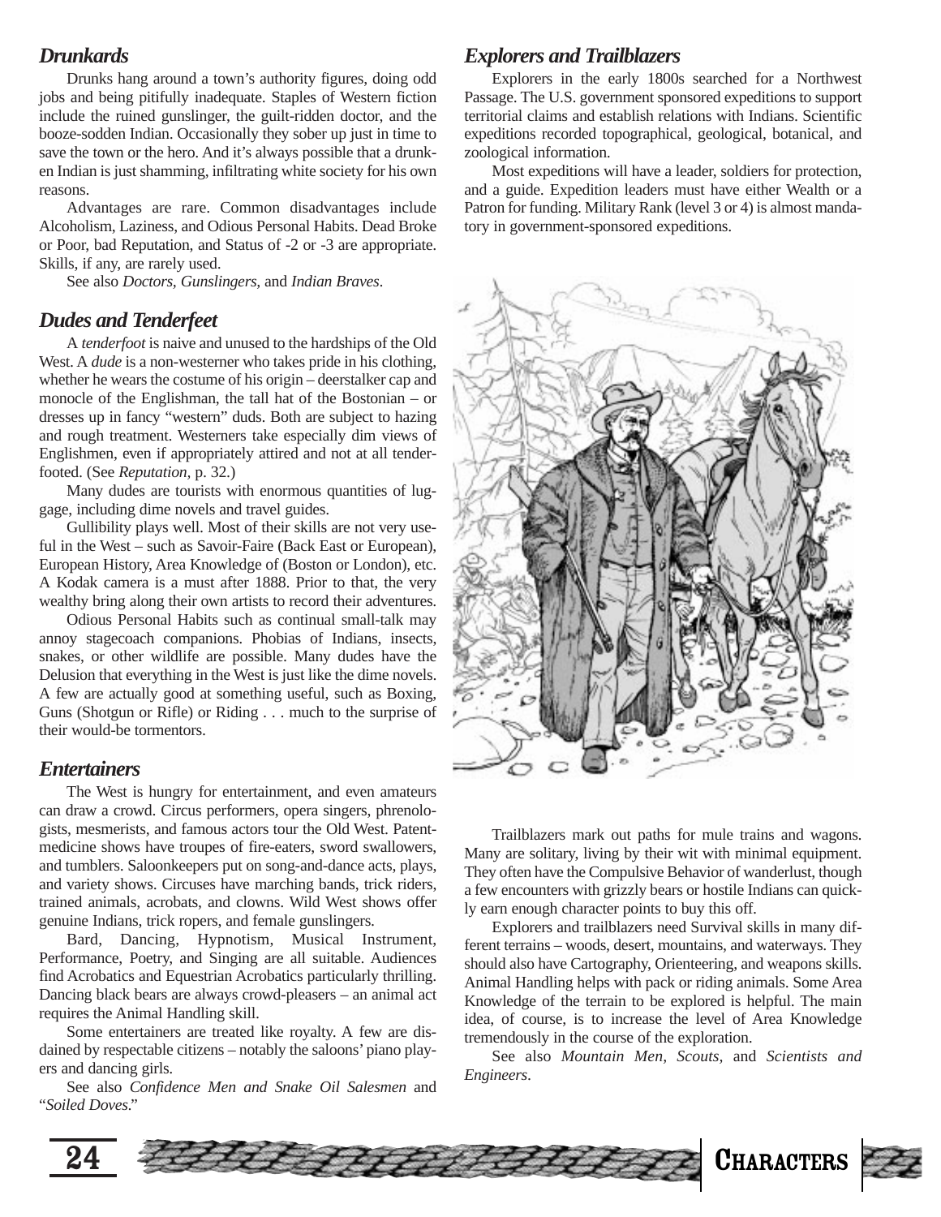## *Drunkards*

Drunks hang around a town's authority figures, doing odd jobs and being pitifully inadequate. Staples of Western fiction include the ruined gunslinger, the guilt-ridden doctor, and the booze-sodden Indian. Occasionally they sober up just in time to save the town or the hero. And it's always possible that a drunken Indian is just shamming, infiltrating white society for his own reasons.

Advantages are rare. Common disadvantages include Alcoholism, Laziness, and Odious Personal Habits. Dead Broke or Poor, bad Reputation, and Status of -2 or -3 are appropriate. Skills, if any, are rarely used.

See also *Doctors, Gunslingers,* and *Indian Braves*.

## *Dudes and Tenderfeet*

A *tenderfoot* is naive and unused to the hardships of the Old West. A *dude* is a non-westerner who takes pride in his clothing, whether he wears the costume of his origin – deerstalker cap and monocle of the Englishman, the tall hat of the Bostonian – or dresses up in fancy "western" duds. Both are subject to hazing and rough treatment. Westerners take especially dim views of Englishmen, even if appropriately attired and not at all tenderfooted. (See *Reputation,* p. 32.)

Many dudes are tourists with enormous quantities of luggage, including dime novels and travel guides.

Gullibility plays well. Most of their skills are not very useful in the West – such as Savoir-Faire (Back East or European), European History, Area Knowledge of (Boston or London), etc. A Kodak camera is a must after 1888. Prior to that, the very wealthy bring along their own artists to record their adventures.

Odious Personal Habits such as continual small-talk may annoy stagecoach companions. Phobias of Indians, insects, snakes, or other wildlife are possible. Many dudes have the Delusion that everything in the West is just like the dime novels. A few are actually good at something useful, such as Boxing, Guns (Shotgun or Rifle) or Riding . . . much to the surprise of their would-be tormentors.

## *Entertainers*

The West is hungry for entertainment, and even amateurs can draw a crowd. Circus performers, opera singers, phrenologists, mesmerists, and famous actors tour the Old West. Patent-medicine shows have troupes of fire-eaters, sword swallowers, and tumblers. Saloonkeepers put on song-and-dance acts, plays, and variety shows. Circuses have marching bands, trick riders, trained animals, acrobats, and clowns. Wild West shows offer genuine Indians, trick ropers, and female gunslingers.

Bard, Dancing, Hypnotism, Musical Instrument, Performance, Poetry, and Singing are all suitable. Audiences find Acrobatics and Equestrian Acrobatics particularly thrilling. Dancing black bears are always crowd-pleasers – an animal act requires the Animal Handling skill.

Some entertainers are treated like royalty. A few are disdained by respectable citizens – notably the saloons' piano players and dancing girls.

See also *Confidence Men and Snake Oil Salesmen* and "*Soiled Doves*."

## *Explorers and Trailblazers*

Explorers in the early 1800s searched for a Northwest Passage. The U.S. government sponsored expeditions to support territorial claims and establish relations with Indians. Scientific expeditions recorded topographical, geological, botanical, and zoological information.

Most expeditions will have a leader, soldiers for protection, and a guide. Expedition leaders must have either Wealth or a Patron for funding. Military Rank (level 3 or 4) is almost mandatory in government-sponsored expeditions.

Trailblazers mark out paths for mule trains and wagons. Many are solitary, living by their wit with minimal equipment. They often have the Compulsive Behavior of wanderlust, though a few encounters with grizzly bears or hostile Indians can quickly earn enough character points to buy this off.

Explorers and trailblazers need Survival skills in many different terrains – woods, desert, mountains, and waterways. They should also have Cartography, Orienteering, and weapons skills. Animal Handling helps with pack or riding animals. Some Area Knowledge of the terrain to be explored is helpful. The main idea, of course, is to increase the level of Area Knowledge tremendously in the course of the exploration.

See also *Mountain Men, Scouts,* and *Scientists and Engineers*.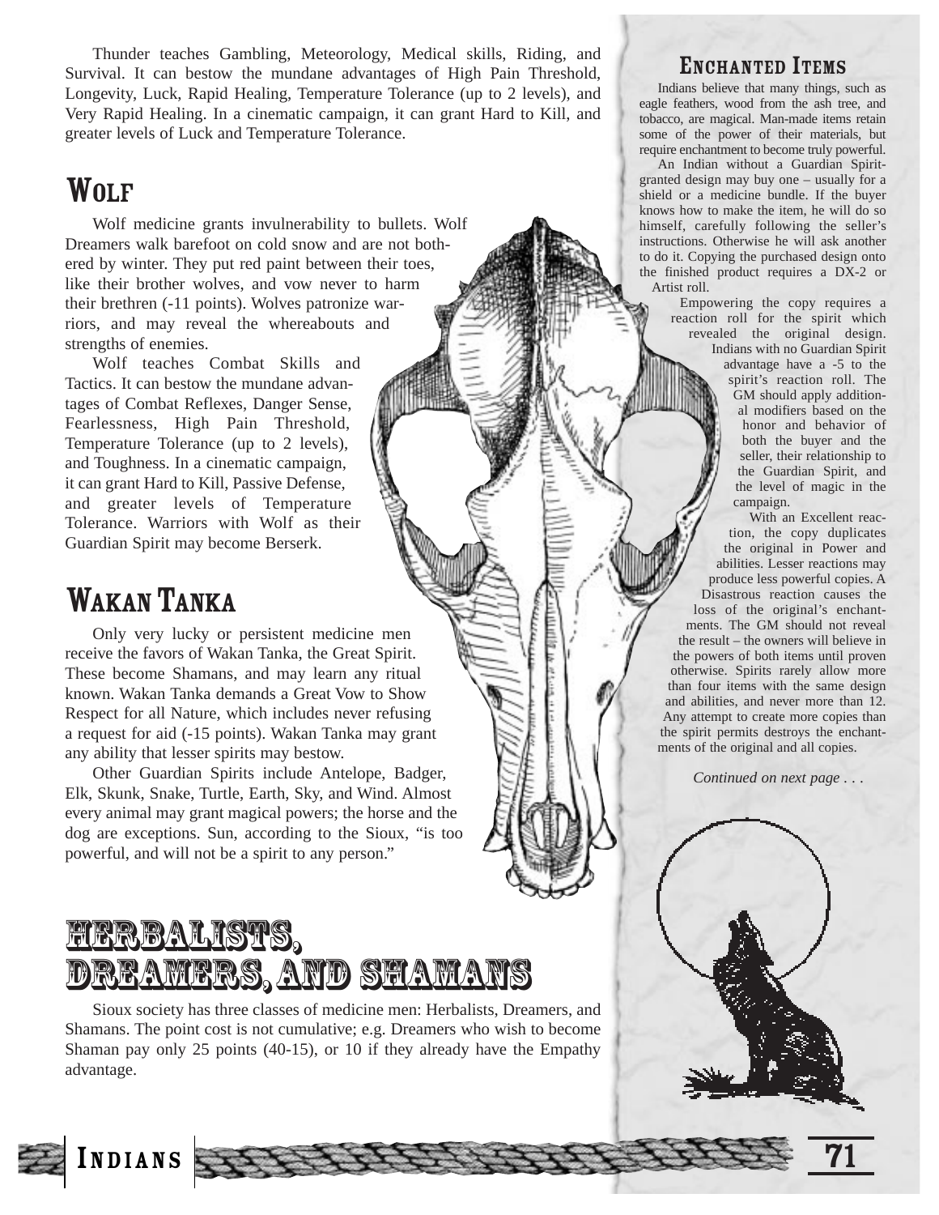Thunder teaches Gambling, Meteorology, Medical skills, Riding, and Survival. It can bestow the mundane advantages of High Pain Threshold, Longevity, Luck, Rapid Healing, Temperature Tolerance (up to 2 levels), and Very Rapid Healing. In a cinematic campaign, it can grant Hard to Kill, and greater levels of Luck and Temperature Tolerance.

## Wolf

Wolf medicine grants invulnerability to bullets. Wolf Dreamers walk barefoot on cold snow and are not bothered by winter. They put red paint between their toes, like their brother wolves, and vow never to harm their brethren (-11 points). Wolves patronize warriors, and may reveal the whereabouts and strengths of enemies.

Wolf teaches Combat Skills and Tactics. It can bestow the mundane advantages of Combat Reflexes, Danger Sense, Fearlessness, High Pain Threshold, Temperature Tolerance (up to 2 levels), and Toughness. In a cinematic campaign, it can grant Hard to Kill, Passive Defense, and greater levels of Temperature Tolerance. Warriors with Wolf as their Guardian Spirit may become Berserk.

## Wakan Tanka

Only very lucky or persistent medicine men receive the favors of Wakan Tanka, the Great Spirit. These become Shamans, and may learn any ritual known. Wakan Tanka demands a Great Vow to Show Respect for all Nature, which includes never refusing a request for aid (-15 points). Wakan Tanka may grant any ability that lesser spirits may bestow.

Other Guardian Spirits include Antelope, Badger, Elk, Skunk, Snake, Turtle, Earth, Sky, and Wind. Almost every animal may grant magical powers; the horse and the dog are exceptions. Sun, according to the Sioux, "is too powerful, and will not be a spirit to any person."

# Herbalists, Dreamers, and Shamans

Sioux society has three classes of medicine men: Herbalists, Dreamers, and Shamans. The point cost is not cumulative; e.g. Dreamers who wish to become Shaman pay only 25 points (40-15), or 10 if they already have the Empathy advantage.

### Enchanted Items

Indians believe that many things, such as eagle feathers, wood from the ash tree, and tobacco, are magical. Man-made items retain some of the power of their materials, but require enchantment to become truly powerful.

An Indian without a Guardian Spirit-granted design may buy one – usually for a shield or a medicine bundle. If the buyer knows how to make the item, he will do so himself, carefully following the seller's instructions. Otherwise he will ask another to do it. Copying the purchased design onto the finished product requires a DX-2 or Artist roll.

Empowering the copy requires a reaction roll for the spirit which revealed the original design. Indians with no Guardian Spirit advantage have a -5 to the spirit's reaction roll. The GM should apply additional modifiers based on the honor and behavior of both the buyer and the seller, their relationship to the Guardian Spirit, and the level of magic in the campaign.

With an Excellent reaction, the copy duplicates the original in Power and abilities. Lesser reactions may produce less powerful copies. A Disastrous reaction causes the loss of the original's enchantments. The GM should not reveal the result – the owners will believe in the powers of both items until proven otherwise. Spirits rarely allow more than four items with the same design and abilities, and never more than 12. Any attempt to create more copies than the spirit permits destroys the enchantments of the original and all copies.

*Continued on next page . . .*